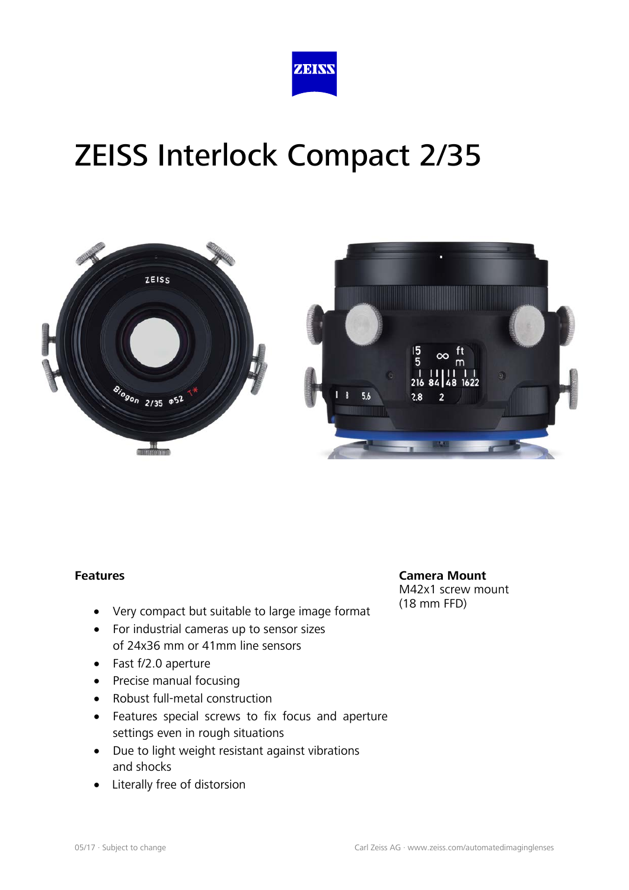# ZEISS Interlock Compact 2/35

**Features**

- Very compact but suitable to large image format
- For industrial cameras up to sensor sizes of 24x36 mm or 41mm line sensors
- Fast f/2.0 aperture
- Precise manual focusing
- Robust full-metal construction
- Features special screws to fix focus and aperture settings even in rough situations
- Due to light weight resistant against vibrations and shocks
- Literally free of distorsion

**Camera Mount**
M42x1 screw mount
(18 mm FFD)

05/17 · Subject to change

Carl Zeiss AG · www.zeiss.com/automatedimaginglenses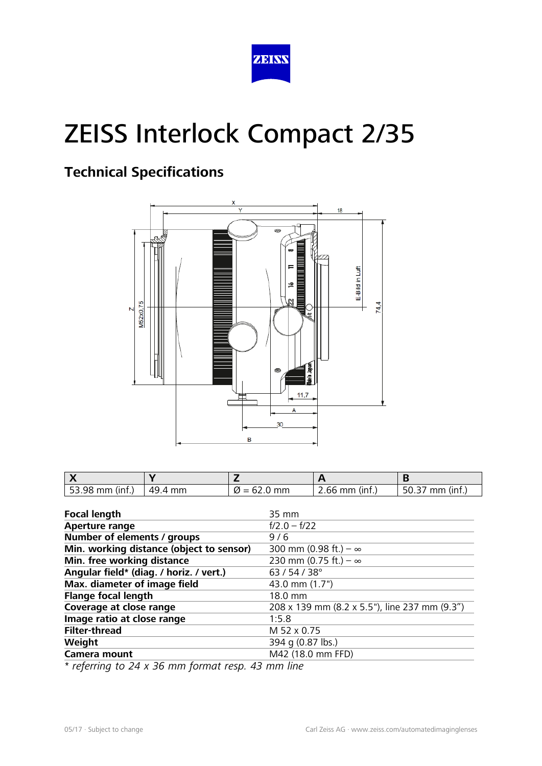# ZEISS Interlock Compact 2/35

## Technical Specifications

| X | Y | Z | A | B |
|---|---|---|---|---|
| 53.98 mm (inf.) | 49.4 mm | Ø = 62.0 mm | 2.66 mm (inf.) | 50.37 mm (inf.) |

| | |
|---|---|
| **Focal length** | 35 mm |
| **Aperture range** | f/2.0 – f/22 |
| **Number of elements / groups** | 9 / 6 |
| **Min. working distance (object to sensor)** | 300 mm (0.98 ft.) – ∞ |
| **Min. free working distance** | 230 mm (0.75 ft.) – ∞ |
| **Angular field* (diag. / horiz. / vert.)** | 63 / 54 / 38° |
| **Max. diameter of image field** | 43.0 mm (1.7") |
| **Flange focal length** | 18.0 mm |
| **Coverage at close range** | 208 x 139 mm (8.2 x 5.5"), line 237 mm (9.3") |
| **Image ratio at close range** | 1:5.8 |
| **Filter-thread** | M 52 x 0.75 |
| **Weight** | 394 g (0.87 lbs.) |
| **Camera mount** | M42 (18.0 mm FFD) |

*\* referring to 24 x 36 mm format resp. 43 mm line*

05/17 · Subject to change

Carl Zeiss AG · www.zeiss.com/automatedimaginglenses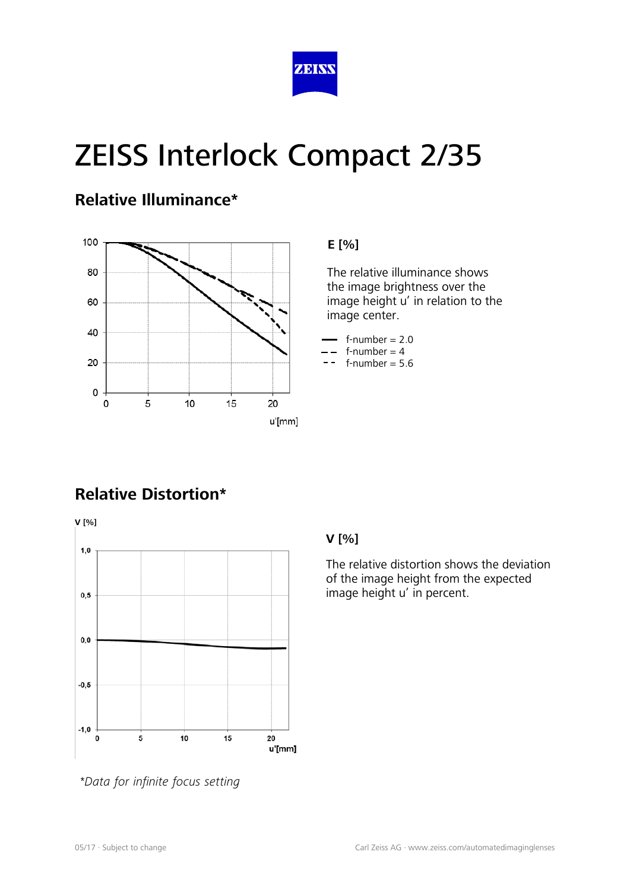# ZEISS Interlock Compact 2/35

## Relative Illuminance*

**E [%]**

The relative illuminance shows the image brightness over the image height u' in relation to the image center.

- f-number = 2.0
- f-number = 4
- f-number = 5.6

## Relative Distortion*

**V [%]**

The relative distortion shows the deviation of the image height from the expected image height u' in percent.

*\*Data for infinite focus setting*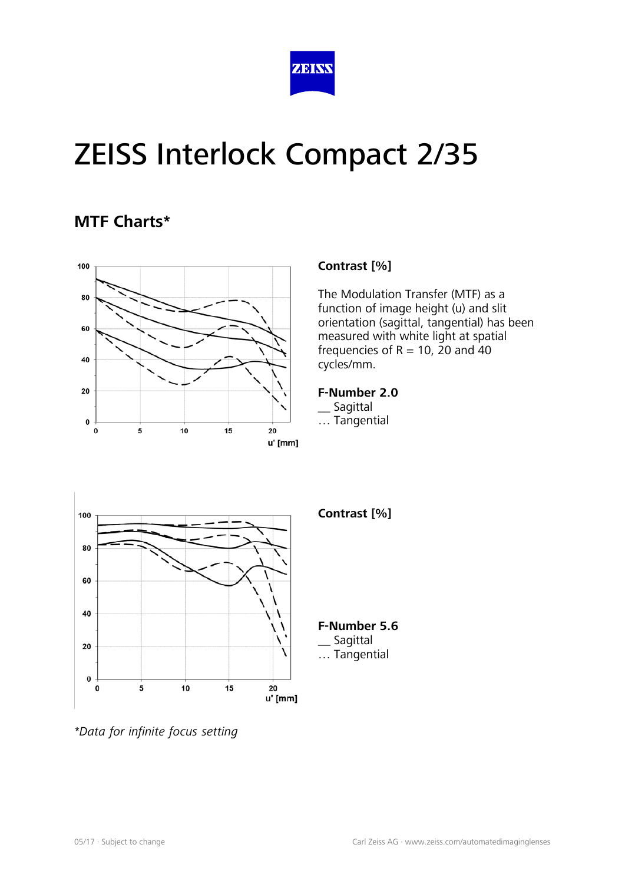# ZEISS Interlock Compact 2/35

## MTF Charts*

**Contrast [%]**

The Modulation Transfer (MTF) as a function of image height (u) and slit orientation (sagittal, tangential) has been measured with white light at spatial frequencies of R = 10, 20 and 40 cycles/mm.

**F-Number 2.0**
__ Sagittal
… Tangential

**Contrast [%]**

**F-Number 5.6**
__ Sagittal
… Tangential

*\*Data for infinite focus setting*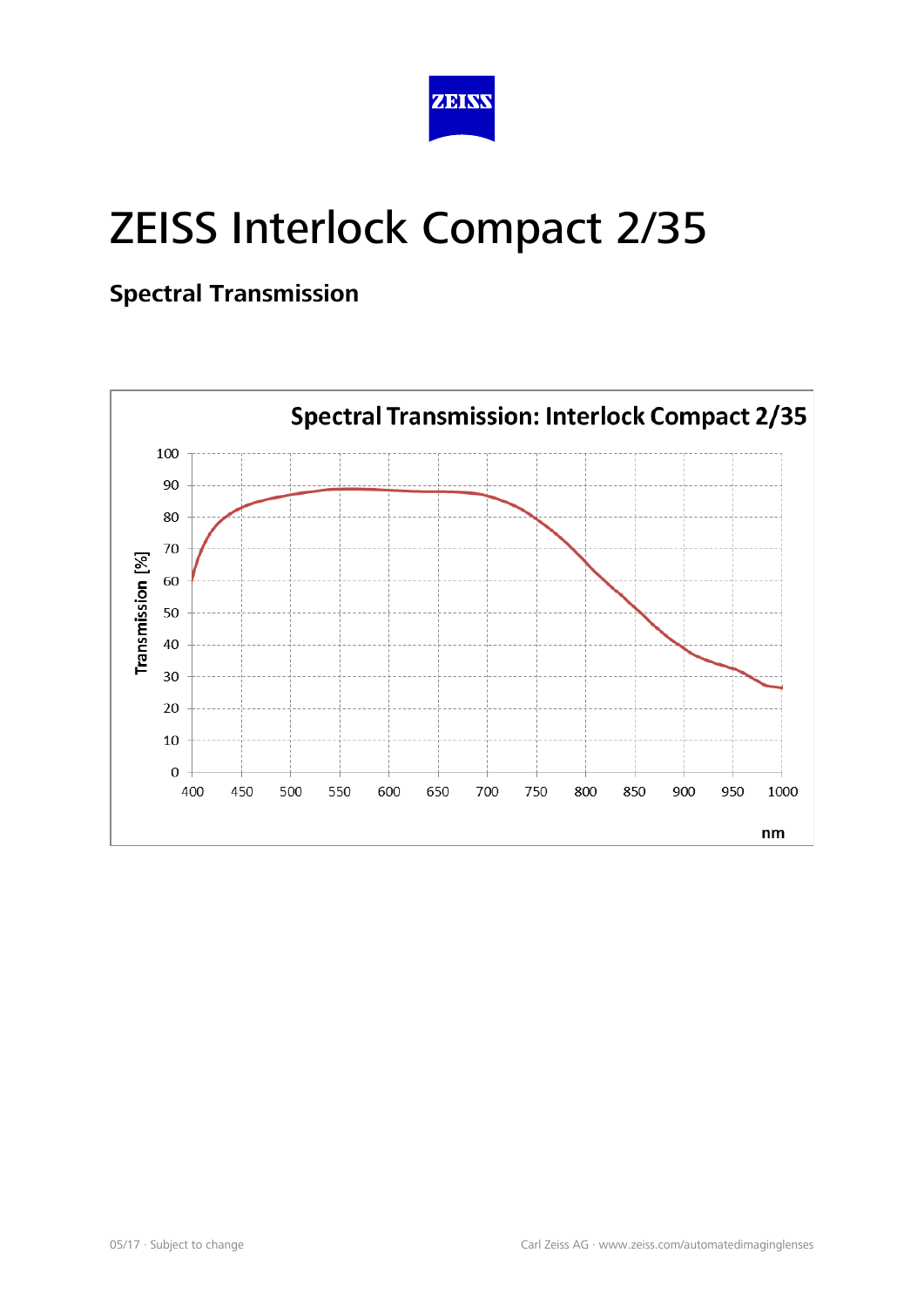# ZEISS Interlock Compact 2/35

## Spectral Transmission

**Spectral Transmission: Interlock Compact 2/35**

Transmission [%]

100
90
80
70
60
50
40
30
20
10
0

400 450 500 550 600 650 700 750 800 850 900 950 1000

nm

05/17 · Subject to change

Carl Zeiss AG · www.zeiss.com/automatedimaginglenses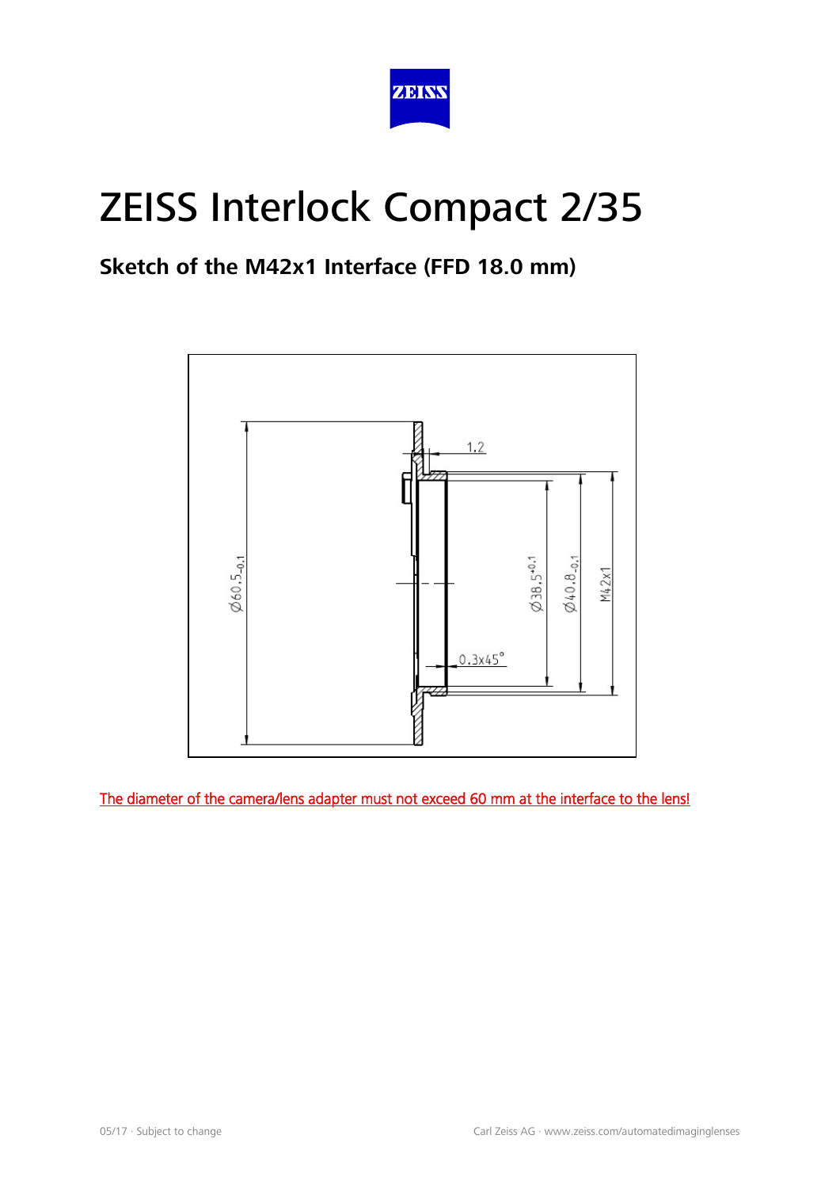# ZEISS Interlock Compact 2/35

## Sketch of the M42x1 Interface (FFD 18.0 mm)

1.2

$\varnothing 60.5_{-0.1}$

$\varnothing 38.5^{+0.1}$

$\varnothing 40.8_{-0.1}$

M42x1

0.3x45°

The diameter of the camera/lens adapter must not exceed 60 mm at the interface to the lens!

05/17 · Subject to change

Carl Zeiss AG · www.zeiss.com/automatedimaginglenses